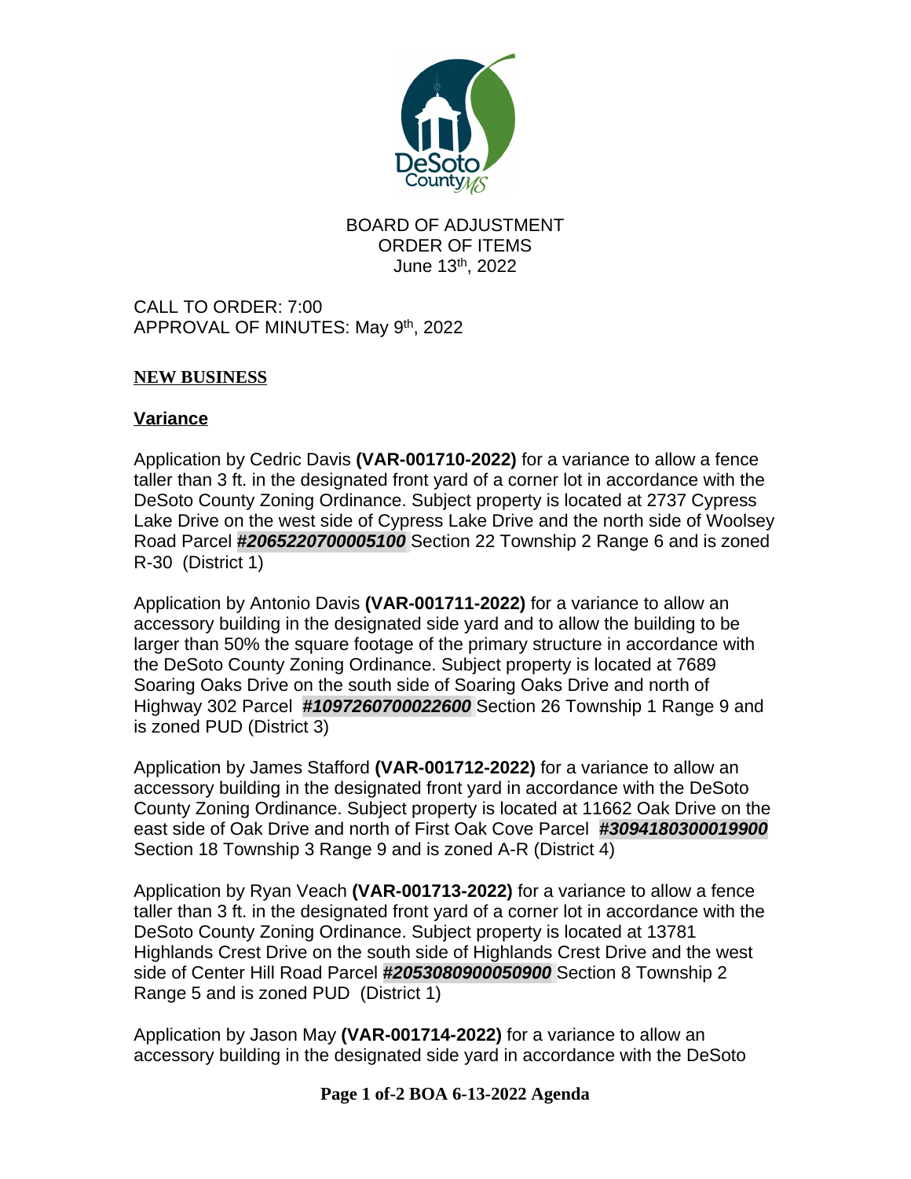BOARD OF ADJUSTMENT
ORDER OF ITEMS
June 13th, 2022

CALL TO ORDER: 7:00
APPROVAL OF MINUTES: May 9th, 2022

**NEW BUSINESS**

**Variance**

Application by Cedric Davis **(VAR-001710-2022)** for a variance to allow a fence taller than 3 ft. in the designated front yard of a corner lot in accordance with the DeSoto County Zoning Ordinance. Subject property is located at 2737 Cypress Lake Drive on the west side of Cypress Lake Drive and the north side of Woolsey Road Parcel ***#2065220700005100*** Section 22 Township 2 Range 6 and is zoned R-30 (District 1)

Application by Antonio Davis **(VAR-001711-2022)** for a variance to allow an accessory building in the designated side yard and to allow the building to be larger than 50% the square footage of the primary structure in accordance with the DeSoto County Zoning Ordinance. Subject property is located at 7689 Soaring Oaks Drive on the south side of Soaring Oaks Drive and north of Highway 302 Parcel ***#1097260700022600*** Section 26 Township 1 Range 9 and is zoned PUD (District 3)

Application by James Stafford **(VAR-001712-2022)** for a variance to allow an accessory building in the designated front yard in accordance with the DeSoto County Zoning Ordinance. Subject property is located at 11662 Oak Drive on the east side of Oak Drive and north of First Oak Cove Parcel ***#3094180300019900*** Section 18 Township 3 Range 9 and is zoned A-R (District 4)

Application by Ryan Veach **(VAR-001713-2022)** for a variance to allow a fence taller than 3 ft. in the designated front yard of a corner lot in accordance with the DeSoto County Zoning Ordinance. Subject property is located at 13781 Highlands Crest Drive on the south side of Highlands Crest Drive and the west side of Center Hill Road Parcel ***#2053080900050900*** Section 8 Township 2 Range 5 and is zoned PUD (District 1)

Application by Jason May **(VAR-001714-2022)** for a variance to allow an accessory building in the designated side yard in accordance with the DeSoto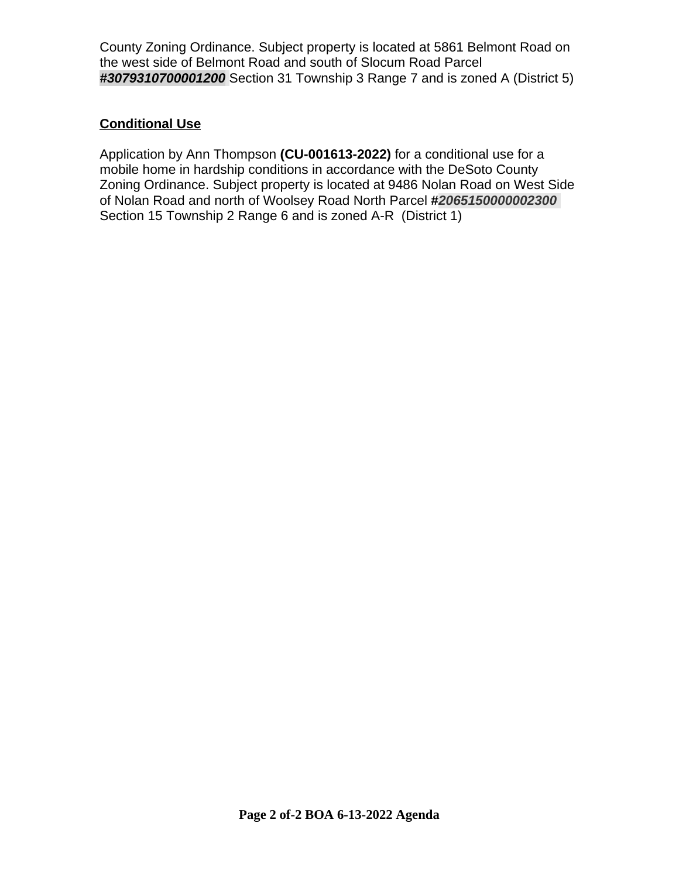County Zoning Ordinance. Subject property is located at 5861 Belmont Road on the west side of Belmont Road and south of Slocum Road Parcel ***#3079310700001200*** Section 31 Township 3 Range 7 and is zoned A (District 5)

**Conditional Use**

Application by Ann Thompson **(CU-001613-2022)** for a conditional use for a mobile home in hardship conditions in accordance with the DeSoto County Zoning Ordinance. Subject property is located at 9486 Nolan Road on West Side of Nolan Road and north of Woolsey Road North Parcel **#*2065150000002300*** Section 15 Township 2 Range 6 and is zoned A-R (District 1)